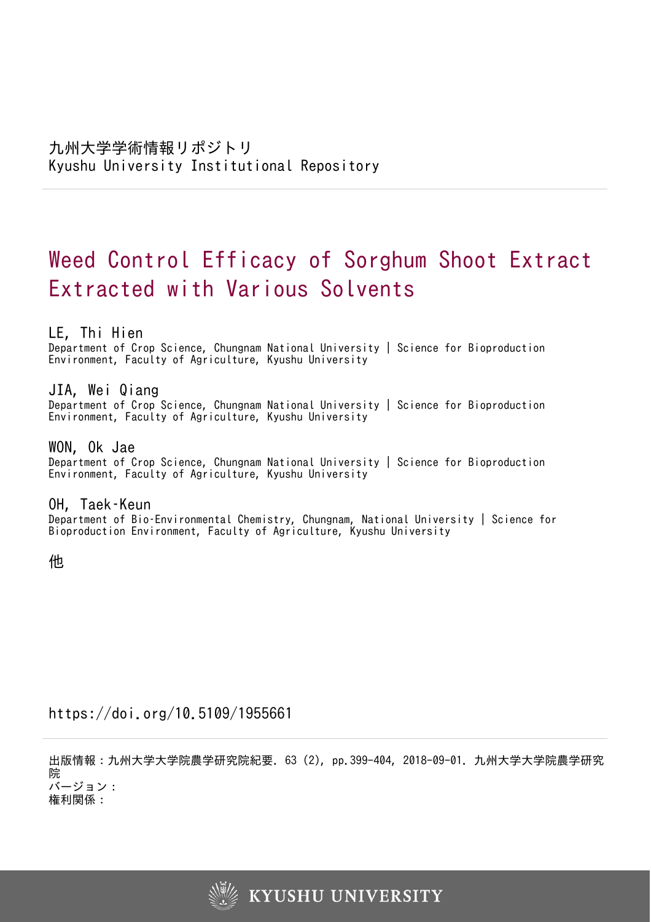九州大学学術情報リポジトリ
Kyushu University Institutional Repository

# Weed Control Efficacy of Sorghum Shoot Extract Extracted with Various Solvents

LE, Thi Hien
Department of Crop Science, Chungnam National University | Science for Bioproduction Environment, Faculty of Agriculture, Kyushu University

JIA, Wei Qiang
Department of Crop Science, Chungnam National University | Science for Bioproduction Environment, Faculty of Agriculture, Kyushu University

WON, Ok Jae
Department of Crop Science, Chungnam National University | Science for Bioproduction Environment, Faculty of Agriculture, Kyushu University

OH, Taek-Keun
Department of Bio-Environmental Chemistry, Chungnam, National University | Science for Bioproduction Environment, Faculty of Agriculture, Kyushu University

他

https://doi.org/10.5109/1955661

出版情報：九州大学大学院農学研究院紀要. 63 (2), pp.399-404, 2018-09-01. 九州大学大学院農学研究院
バージョン：
権利関係：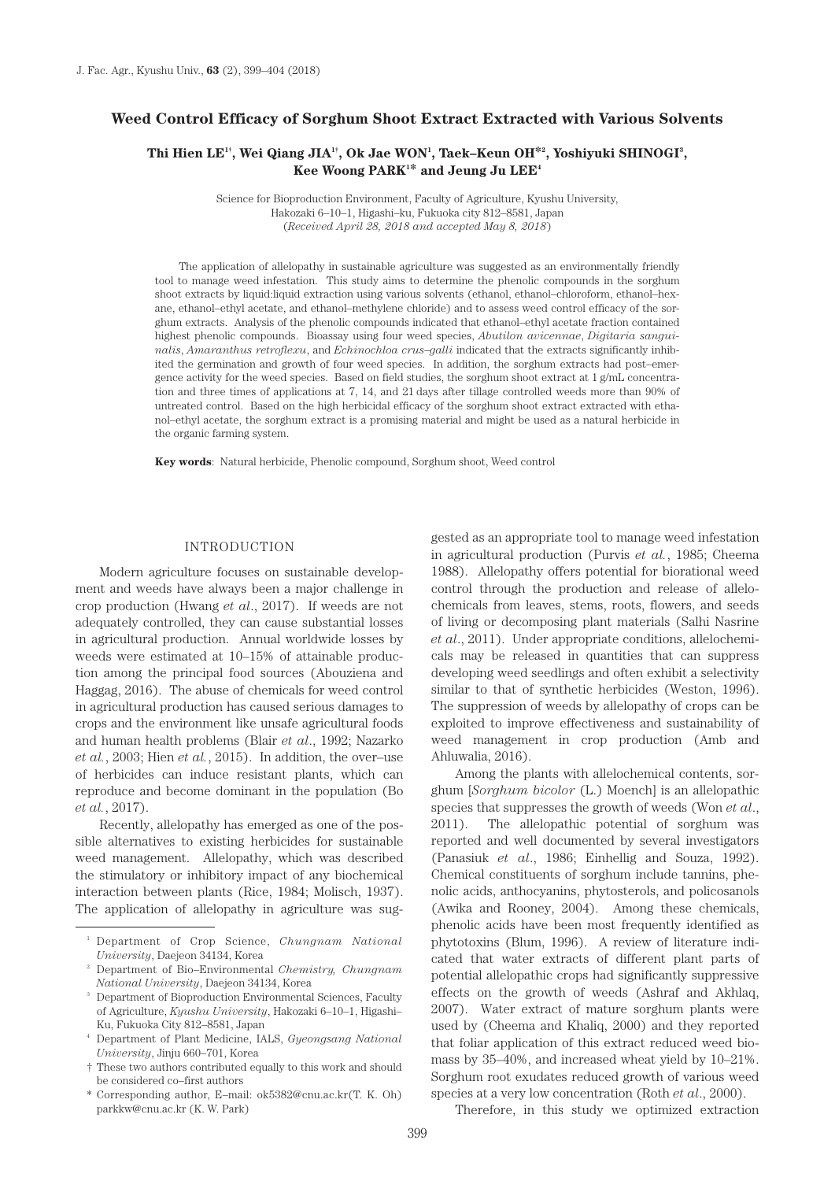# Weed Control Efficacy of Sorghum Shoot Extract Extracted with Various Solvents

**Thi Hien LE[1†], Wei Qiang JIA[1†], Ok Jae WON[1], Taek–Keun OH*[2], Yoshiyuki SHINOGI[3], Kee Woong PARK[1*] and Jeung Ju LEE[4]**

Science for Bioproduction Environment, Faculty of Agriculture, Kyushu University, Hakozaki 6–10–1, Higashi–ku, Fukuoka city 812–8581, Japan
(*Received April 28, 2018 and accepted May 8, 2018*)

The application of allelopathy in sustainable agriculture was suggested as an environmentally friendly tool to manage weed infestation. This study aims to determine the phenolic compounds in the sorghum shoot extracts by liquid:liquid extraction using various solvents (ethanol, ethanol–chloroform, ethanol–hexane, ethanol–ethyl acetate, and ethanol–methylene chloride) and to assess weed control efficacy of the sorghum extracts. Analysis of the phenolic compounds indicated that ethanol–ethyl acetate fraction contained highest phenolic compounds. Bioassay using four weed species, *Abutilon avicennae*, *Digitaria sanguinalis*, *Amaranthus retroflexu*, and *Echinochloa crus–galli* indicated that the extracts significantly inhibited the germination and growth of four weed species. In addition, the sorghum extracts had post–emergence activity for the weed species. Based on field studies, the sorghum shoot extract at 1 g/mL concentration and three times of applications at 7, 14, and 21 days after tillage controlled weeds more than 90% of untreated control. Based on the high herbicidal efficacy of the sorghum shoot extract extracted with ethanol–ethyl acetate, the sorghum extract is a promising material and might be used as a natural herbicide in the organic farming system.

**Key words**: Natural herbicide, Phenolic compound, Sorghum shoot, Weed control

## INTRODUCTION

Modern agriculture focuses on sustainable development and weeds have always been a major challenge in crop production (Hwang *et al*., 2017). If weeds are not adequately controlled, they can cause substantial losses in agricultural production. Annual worldwide losses by weeds were estimated at 10–15% of attainable production among the principal food sources (Abouziena and Haggag, 2016). The abuse of chemicals for weed control in agricultural production has caused serious damages to crops and the environment like unsafe agricultural foods and human health problems (Blair *et al*., 1992; Nazarko *et al.*, 2003; Hien *et al.*, 2015). In addition, the over–use of herbicides can induce resistant plants, which can reproduce and become dominant in the population (Bo *et al.*, 2017).

Recently, allelopathy has emerged as one of the possible alternatives to existing herbicides for sustainable weed management. Allelopathy, which was described the stimulatory or inhibitory impact of any biochemical interaction between plants (Rice, 1984; Molisch, 1937). The application of allelopathy in agriculture was suggested as an appropriate tool to manage weed infestation in agricultural production (Purvis *et al.*, 1985; Cheema 1988). Allelopathy offers potential for biorational weed control through the production and release of allelochemicals from leaves, stems, roots, flowers, and seeds of living or decomposing plant materials (Salhi Nasrine *et al*., 2011). Under appropriate conditions, allelochemicals may be released in quantities that can suppress developing weed seedlings and often exhibit a selectivity similar to that of synthetic herbicides (Weston, 1996). The suppression of weeds by allelopathy of crops can be exploited to improve effectiveness and sustainability of weed management in crop production (Amb and Ahluwalia, 2016).

Among the plants with allelochemical contents, sorghum [*Sorghum bicolor* (L.) Moench] is an allelopathic species that suppresses the growth of weeds (Won *et al*., 2011). The allelopathic potential of sorghum was reported and well documented by several investigators (Panasiuk *et al*., 1986; Einhellig and Souza, 1992). Chemical constituents of sorghum include tannins, phenolic acids, anthocyanins, phytosterols, and policosanols (Awika and Rooney, 2004). Among these chemicals, phenolic acids have been most frequently identified as phytotoxins (Blum, 1996). A review of literature indicated that water extracts of different plant parts of potential allelopathic crops had significantly suppressive effects on the growth of weeds (Ashraf and Akhlaq, 2007). Water extract of mature sorghum plants were used by (Cheema and Khaliq, 2000) and they reported that foliar application of this extract reduced weed biomass by 35–40%, and increased wheat yield by 10–21%. Sorghum root exudates reduced growth of various weed species at a very low concentration (Roth *et al*., 2000).

Therefore, in this study we optimized extraction

---

[1] Department of Crop Science, *Chungnam National University*, Daejeon 34134, Korea

[2] Department of Bio–Environmental *Chemistry, Chungnam National University*, Daejeon 34134, Korea

[3] Department of Bioproduction Environmental Sciences, Faculty of Agriculture, *Kyushu University*, Hakozaki 6–10–1, Higashi–Ku, Fukuoka City 812–8581, Japan

[4] Department of Plant Medicine, IALS, *Gyeongsang National University*, Jinju 660–701, Korea

† These two authors contributed equally to this work and should be considered co–first authors

\* Corresponding author, E–mail: ok5382@cnu.ac.kr(T. K. Oh) parkkw@cnu.ac.kr (K. W. Park)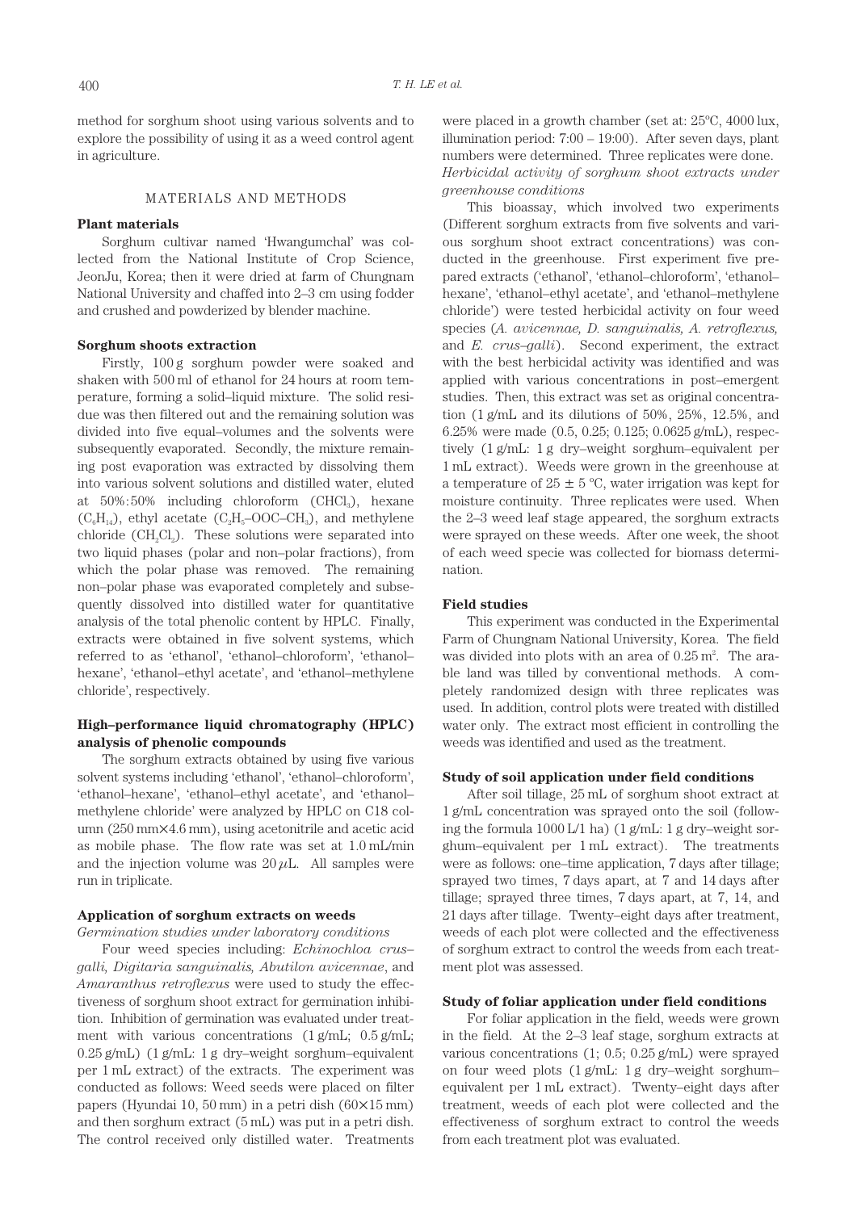method for sorghum shoot using various solvents and to explore the possibility of using it as a weed control agent in agriculture.

## MATERIALS AND METHODS

### Plant materials

Sorghum cultivar named 'Hwangumchal' was collected from the National Institute of Crop Science, JeonJu, Korea; then it were dried at farm of Chungnam National University and chaffed into 2–3 cm using fodder and crushed and powderized by blender machine.

### Sorghum shoots extraction

Firstly, 100 g sorghum powder were soaked and shaken with 500 ml of ethanol for 24 hours at room temperature, forming a solid–liquid mixture. The solid residue was then filtered out and the remaining solution was divided into five equal–volumes and the solvents were subsequently evaporated. Secondly, the mixture remaining post evaporation was extracted by dissolving them into various solvent solutions and distilled water, eluted at 50%:50% including chloroform ($CHCl_3$), hexane ($C_6H_{14}$), ethyl acetate ($C_2H_5$–OOC–$CH_3$), and methylene chloride ($CH_2Cl_2$). These solutions were separated into two liquid phases (polar and non–polar fractions), from which the polar phase was removed. The remaining non–polar phase was evaporated completely and subsequently dissolved into distilled water for quantitative analysis of the total phenolic content by HPLC. Finally, extracts were obtained in five solvent systems, which referred to as 'ethanol', 'ethanol–chloroform', 'ethanol–hexane', 'ethanol–ethyl acetate', and 'ethanol–methylene chloride', respectively.

### High–performance liquid chromatography (HPLC) analysis of phenolic compounds

The sorghum extracts obtained by using five various solvent systems including 'ethanol', 'ethanol–chloroform', 'ethanol–hexane', 'ethanol–ethyl acetate', and 'ethanol–methylene chloride' were analyzed by HPLC on C18 column (250 mm×4.6 mm), using acetonitrile and acetic acid as mobile phase. The flow rate was set at 1.0 mL/min and the injection volume was 20 $\mu$L. All samples were run in triplicate.

### Application of sorghum extracts on weeds

*Germination studies under laboratory conditions*

Four weed species including: *Echinochloa crus–galli, Digitaria sanguinalis, Abutilon avicennae*, and *Amaranthus retroflexus* were used to study the effectiveness of sorghum shoot extract for germination inhibition. Inhibition of germination was evaluated under treatment with various concentrations (1 g/mL; 0.5 g/mL; 0.25 g/mL) (1 g/mL: 1 g dry–weight sorghum–equivalent per 1 mL extract) of the extracts. The experiment was conducted as follows: Weed seeds were placed on filter papers (Hyundai 10, 50 mm) in a petri dish (60×15 mm) and then sorghum extract (5 mL) was put in a petri dish. The control received only distilled water. Treatments were placed in a growth chamber (set at: 25ºC, 4000 lux, illumination period: 7:00 – 19:00). After seven days, plant numbers were determined. Three replicates were done.

*Herbicidal activity of sorghum shoot extracts under greenhouse conditions*

This bioassay, which involved two experiments (Different sorghum extracts from five solvents and various sorghum shoot extract concentrations) was conducted in the greenhouse. First experiment five prepared extracts ('ethanol', 'ethanol–chloroform', 'ethanol–hexane', 'ethanol–ethyl acetate', and 'ethanol–methylene chloride') were tested herbicidal activity on four weed species (*A. avicennae, D. sanguinalis, A. retroflexus,* and *E. crus–galli*). Second experiment, the extract with the best herbicidal activity was identified and was applied with various concentrations in post–emergent studies. Then, this extract was set as original concentration (1 g/mL and its dilutions of 50%, 25%, 12.5%, and 6.25% were made (0.5, 0.25; 0.125; 0.0625 g/mL), respectively (1 g/mL: 1 g dry–weight sorghum–equivalent per 1 mL extract). Weeds were grown in the greenhouse at a temperature of 25 ± 5 ºC, water irrigation was kept for moisture continuity. Three replicates were used. When the 2–3 weed leaf stage appeared, the sorghum extracts were sprayed on these weeds. After one week, the shoot of each weed specie was collected for biomass determination.

### Field studies

This experiment was conducted in the Experimental Farm of Chungnam National University, Korea. The field was divided into plots with an area of 0.25 $m^2$. The arable land was tilled by conventional methods. A completely randomized design with three replicates was used. In addition, control plots were treated with distilled water only. The extract most efficient in controlling the weeds was identified and used as the treatment.

### Study of soil application under field conditions

After soil tillage, 25 mL of sorghum shoot extract at 1 g/mL concentration was sprayed onto the soil (following the formula 1000 L/1 ha) (1 g/mL: 1 g dry–weight sorghum–equivalent per 1 mL extract). The treatments were as follows: one–time application, 7 days after tillage; sprayed two times, 7 days apart, at 7 and 14 days after tillage; sprayed three times, 7 days apart, at 7, 14, and 21 days after tillage. Twenty–eight days after treatment, weeds of each plot were collected and the effectiveness of sorghum extract to control the weeds from each treatment plot was assessed.

### Study of foliar application under field conditions

For foliar application in the field, weeds were grown in the field. At the 2–3 leaf stage, sorghum extracts at various concentrations (1; 0.5; 0.25 g/mL) were sprayed on four weed plots (1 g/mL: 1 g dry–weight sorghum–equivalent per 1 mL extract). Twenty–eight days after treatment, weeds of each plot were collected and the effectiveness of sorghum extract to control the weeds from each treatment plot was evaluated.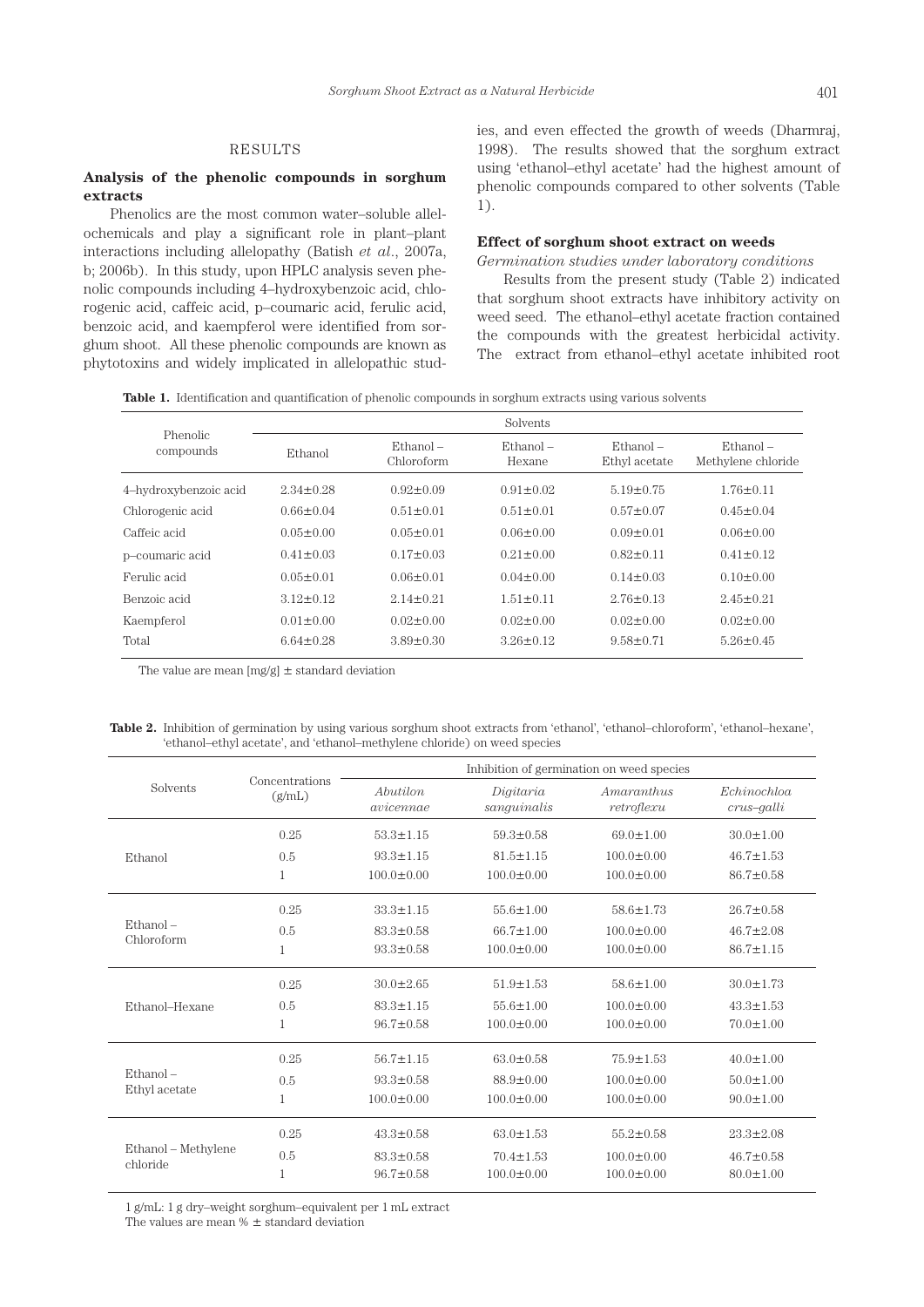## RESULTS

### Analysis of the phenolic compounds in sorghum extracts

Phenolics are the most common water–soluble allelochemicals and play a significant role in plant–plant interactions including allelopathy (Batish *et al*., 2007a, b; 2006b). In this study, upon HPLC analysis seven phenolic compounds including 4–hydroxybenzoic acid, chlorogenic acid, caffeic acid, p–coumaric acid, ferulic acid, benzoic acid, and kaempferol were identified from sorghum shoot. All these phenolic compounds are known as phytotoxins and widely implicated in allelopathic studies, and even effected the growth of weeds (Dharmraj, 1998). The results showed that the sorghum extract using 'ethanol–ethyl acetate' had the highest amount of phenolic compounds compared to other solvents (Table 1).

### Effect of sorghum shoot extract on weeds

*Germination studies under laboratory conditions*

Results from the present study (Table 2) indicated that sorghum shoot extracts have inhibitory activity on weed seed. The ethanol–ethyl acetate fraction contained the compounds with the greatest herbicidal activity. The extract from ethanol–ethyl acetate inhibited root

**Table 1.** Identification and quantification of phenolic compounds in sorghum extracts using various solvents

| Phenolic compounds | Solvents | | | | |
|---|---|---|---|---|---|
| | Ethanol | Ethanol – Chloroform | Ethanol – Hexane | Ethanol – Ethyl acetate | Ethanol – Methylene chloride |
| 4–hydroxybenzoic acid | 2.34±0.28 | 0.92±0.09 | 0.91±0.02 | 5.19±0.75 | 1.76±0.11 |
| Chlorogenic acid | 0.66±0.04 | 0.51±0.01 | 0.51±0.01 | 0.57±0.07 | 0.45±0.04 |
| Caffeic acid | 0.05±0.00 | 0.05±0.01 | 0.06±0.00 | 0.09±0.01 | 0.06±0.00 |
| p–coumaric acid | 0.41±0.03 | 0.17±0.03 | 0.21±0.00 | 0.82±0.11 | 0.41±0.12 |
| Ferulic acid | 0.05±0.01 | 0.06±0.01 | 0.04±0.00 | 0.14±0.03 | 0.10±0.00 |
| Benzoic acid | 3.12±0.12 | 2.14±0.21 | 1.51±0.11 | 2.76±0.13 | 2.45±0.21 |
| Kaempferol | 0.01±0.00 | 0.02±0.00 | 0.02±0.00 | 0.02±0.00 | 0.02±0.00 |
| Total | 6.64±0.28 | 3.89±0.30 | 3.26±0.12 | 9.58±0.71 | 5.26±0.45 |

The value are mean [mg/g] ± standard deviation

**Table 2.** Inhibition of germination by using various sorghum shoot extracts from 'ethanol', 'ethanol–chloroform', 'ethanol–hexane', 'ethanol–ethyl acetate', and 'ethanol–methylene chloride) on weed species

| Solvents | Concentrations (g/mL) | Inhibition of germination on weed species | | | |
|---|---|---|---|---|---|
| | | *Abutilon avicennae* | *Digitaria sanguinalis* | *Amaranthus retroflexu* | *Echinochloa crus–galli* |
| Ethanol | 0.25 | 53.3±1.15 | 59.3±0.58 | 69.0±1.00 | 30.0±1.00 |
| | 0.5 | 93.3±1.15 | 81.5±1.15 | 100.0±0.00 | 46.7±1.53 |
| | 1 | 100.0±0.00 | 100.0±0.00 | 100.0±0.00 | 86.7±0.58 |
| Ethanol – Chloroform | 0.25 | 33.3±1.15 | 55.6±1.00 | 58.6±1.73 | 26.7±0.58 |
| | 0.5 | 83.3±0.58 | 66.7±1.00 | 100.0±0.00 | 46.7±2.08 |
| | 1 | 93.3±0.58 | 100.0±0.00 | 100.0±0.00 | 86.7±1.15 |
| Ethanol–Hexane | 0.25 | 30.0±2.65 | 51.9±1.53 | 58.6±1.00 | 30.0±1.73 |
| | 0.5 | 83.3±1.15 | 55.6±1.00 | 100.0±0.00 | 43.3±1.53 |
| | 1 | 96.7±0.58 | 100.0±0.00 | 100.0±0.00 | 70.0±1.00 |
| Ethanol – Ethyl acetate | 0.25 | 56.7±1.15 | 63.0±0.58 | 75.9±1.53 | 40.0±1.00 |
| | 0.5 | 93.3±0.58 | 88.9±0.00 | 100.0±0.00 | 50.0±1.00 |
| | 1 | 100.0±0.00 | 100.0±0.00 | 100.0±0.00 | 90.0±1.00 |
| Ethanol – Methylene chloride | 0.25 | 43.3±0.58 | 63.0±1.53 | 55.2±0.58 | 23.3±2.08 |
| | 0.5 | 83.3±0.58 | 70.4±1.53 | 100.0±0.00 | 46.7±0.58 |
| | 1 | 96.7±0.58 | 100.0±0.00 | 100.0±0.00 | 80.0±1.00 |

1 g/mL: 1 g dry–weight sorghum–equivalent per 1 mL extract
The values are mean % ± standard deviation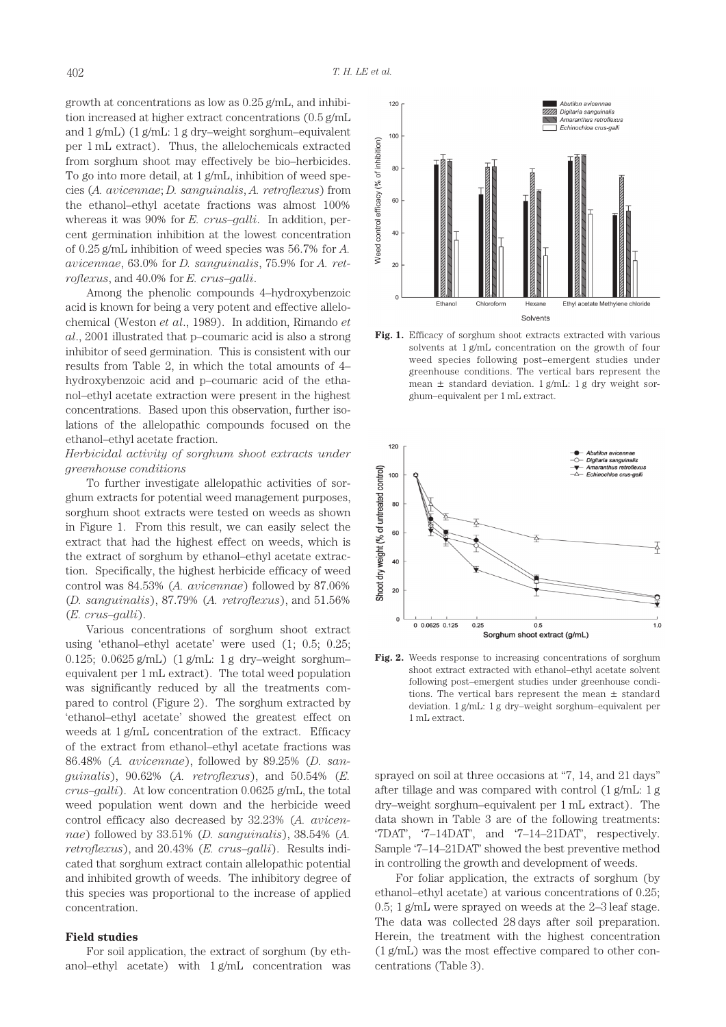growth at concentrations as low as 0.25 g/mL, and inhibition increased at higher extract concentrations (0.5 g/mL and 1 g/mL) (1 g/mL: 1 g dry–weight sorghum–equivalent per 1 mL extract). Thus, the allelochemicals extracted from sorghum shoot may effectively be bio–herbicides. To go into more detail, at 1 g/mL, inhibition of weed species (*A. avicennae*; *D. sanguinalis*, *A. retroflexus*) from the ethanol–ethyl acetate fractions was almost 100% whereas it was 90% for *E. crus–galli*. In addition, percent germination inhibition at the lowest concentration of 0.25 g/mL inhibition of weed species was 56.7% for *A. avicennae*, 63.0% for *D. sanguinalis*, 75.9% for *A. retroflexus*, and 40.0% for *E. crus–galli*.

Among the phenolic compounds 4–hydroxybenzoic acid is known for being a very potent and effective allelochemical (Weston *et al*., 1989). In addition, Rimando *et al*., 2001 illustrated that p–coumaric acid is also a strong inhibitor of seed germination. This is consistent with our results from Table 2, in which the total amounts of 4–hydroxybenzoic acid and p–coumaric acid of the ethanol–ethyl acetate extraction were present in the highest concentrations. Based upon this observation, further isolations of the allelopathic compounds focused on the ethanol–ethyl acetate fraction.

*Herbicidal activity of sorghum shoot extracts under greenhouse conditions*

To further investigate allelopathic activities of sorghum extracts for potential weed management purposes, sorghum shoot extracts were tested on weeds as shown in Figure 1. From this result, we can easily select the extract that had the highest effect on weeds, which is the extract of sorghum by ethanol–ethyl acetate extraction. Specifically, the highest herbicide efficacy of weed control was 84.53% (*A. avicennae*) followed by 87.06% (*D. sanguinalis*), 87.79% (*A. retroflexus*), and 51.56% (*E. crus–galli*).

Various concentrations of sorghum shoot extract using 'ethanol–ethyl acetate' were used (1; 0.5; 0.25; 0.125; 0.0625 g/mL) (1 g/mL: 1 g dry–weight sorghum–equivalent per 1 mL extract). The total weed population was significantly reduced by all the treatments compared to control (Figure 2). The sorghum extracted by 'ethanol–ethyl acetate' showed the greatest effect on weeds at 1 g/mL concentration of the extract. Efficacy of the extract from ethanol–ethyl acetate fractions was 86.48% (*A. avicennae*), followed by 89.25% (*D. sanguinalis*), 90.62% (*A. retroflexus*), and 50.54% (*E. crus–galli*). At low concentration 0.0625 g/mL, the total weed population went down and the herbicide weed control efficacy also decreased by 32.23% (*A. avicennae*) followed by 33.51% (*D. sanguinalis*), 38.54% (*A. retroflexus*), and 20.43% (*E. crus–galli*). Results indicated that sorghum extract contain allelopathic potential and inhibited growth of weeds. The inhibitory degree of this species was proportional to the increase of applied concentration.

**Field studies**

For soil application, the extract of sorghum (by ethanol–ethyl acetate) with 1 g/mL concentration was sprayed on soil at three occasions at "7, 14, and 21 days" after tillage and was compared with control (1 g/mL: 1 g dry–weight sorghum–equivalent per 1 mL extract). The data shown in Table 3 are of the following treatments: '7DAT', '7–14DAT', and '7–14–21DAT', respectively. Sample '7–14–21DAT' showed the best preventive method in controlling the growth and development of weeds.

For foliar application, the extracts of sorghum (by ethanol–ethyl acetate) at various concentrations of 0.25; 0.5; 1 g/mL were sprayed on weeds at the 2–3 leaf stage. The data was collected 28 days after soil preparation. Herein, the treatment with the highest concentration (1 g/mL) was the most effective compared to other concentrations (Table 3).

**Fig. 1.** Efficacy of sorghum shoot extracts extracted with various solvents at 1 g/mL concentration on the growth of four weed species following post–emergent studies under greenhouse conditions. The vertical bars represent the mean ± standard deviation. 1 g/mL: 1 g dry weight sorghum–equivalent per 1 mL extract.

**Fig. 2.** Weeds response to increasing concentrations of sorghum shoot extract extracted with ethanol–ethyl acetate solvent following post–emergent studies under greenhouse conditions. The vertical bars represent the mean ± standard deviation. 1 g/mL: 1 g dry–weight sorghum–equivalent per 1 mL extract.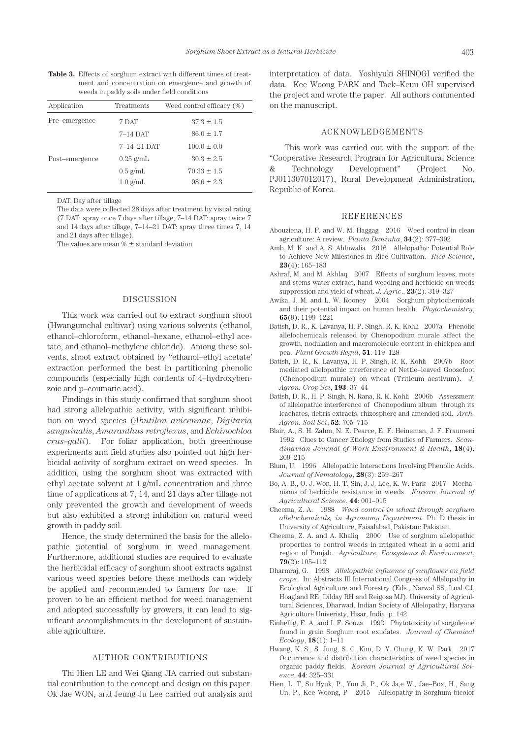**Table 3.** Effects of sorghum extract with different times of treatment and concentration on emergence and growth of weeds in paddy soils under field conditions

| Application | Treatments | Weed control efficacy (%) |
|---|---|---|
| Pre–emergence | 7 DAT | 37.3 ± 1.5 |
| | 7–14 DAT | 86.0 ± 1.7 |
| | 7–14–21 DAT | 100.0 ± 0.0 |
| Post–emergence | 0.25 g/mL | 30.3 ± 2.5 |
| | 0.5 g/mL | 70.33 ± 1.5 |
| | 1.0 g/mL | 98.6 ± 2.3 |

DAT, Day after tillage

The data were collected 28 days after treatment by visual rating (7 DAT: spray once 7 days after tillage, 7–14 DAT: spray twice 7 and 14 days after tillage, 7–14–21 DAT: spray three times 7, 14 and 21 days after tillage).

The values are mean % ± standard deviation

## DISCUSSION

This work was carried out to extract sorghum shoot (Hwangumchal cultivar) using various solvents (ethanol, ethanol–chloroform, ethanol–hexane, ethanol–ethyl acetate, and ethanol–methylene chloride). Among these solvents, shoot extract obtained by "ethanol–ethyl acetate' extraction performed the best in partitioning phenolic compounds (especially high contents of 4–hydroxybenzoic and p–coumaric acid).

Findings in this study confirmed that sorghum shoot had strong allelopathic activity, with significant inhibition on weed species (*Abutilon avicennae*, *Digitaria sanguinalis*, *Amaranthus retroflexus*, and *Echinochloa crus–galli*). For foliar application, both greenhouse experiments and field studies also pointed out high herbicidal activity of sorghum extract on weed species. In addition, using the sorghum shoot was extracted with ethyl acetate solvent at 1 g/mL concentration and three time of applications at 7, 14, and 21 days after tillage not only prevented the growth and development of weeds but also exhibited a strong inhibition on natural weed growth in paddy soil.

Hence, the study determined the basis for the allelopathic potential of sorghum in weed management. Furthermore, additional studies are required to evaluate the herbicidal efficacy of sorghum shoot extracts against various weed species before these methods can widely be applied and recommended to farmers for use. If proven to be an efficient method for weed management and adopted successfully by growers, it can lead to significant accomplishments in the development of sustainable agriculture.

## AUTHOR CONTRIBUTIONS

Thi Hien LE and Wei Qiang JIA carried out substantial contribution to the concept and design on this paper. Ok Jae WON, and Jeung Ju Lee carried out analysis and interpretation of data. Yoshiyuki SHINOGI verified the data. Kee Woong PARK and Taek–Keun OH supervised the project and wrote the paper. All authors commented on the manuscript.

## ACKNOWLEDGEMENTS

This work was carried out with the support of the "Cooperative Research Program for Agricultural Science & Technology Development" (Project No. PJ011307012017), Rural Development Administration, Republic of Korea.

## REFERENCES

Abouziena, H. F. and W. M. Haggag 2016 Weed control in clean agriculture: A review. *Planta Daninha*, **34**(2): 377–392

Amb, M. K. and A. S. Ahluwalia 2016 Allelopathy: Potential Role to Achieve New Milestones in Rice Cultivation. *Rice Science*, **23**(4): 165–183

Ashraf, M. and M. Akhlaq 2007 Effects of sorghum leaves, roots and stems water extract, hand weeding and herbicide on weeds suppression and yield of wheat. *J. Agric*., **23**(2): 319–327

Awika, J. M. and L. W. Rooney 2004 Sorghum phytochemicals and their potential impact on human health. *Phytochemistry*, **65**(9): 1199–1221

Batish, D. R., K. Lavanya, H. P. Singh, R. K. Kohli 2007a Phenolic allelochemicals released by Chenopodium murale affect the growth, nodulation and macromolecule content in chickpea and pea. *Plant Growth Regul*, **51**: 119–128

Batish, D. R., K. Lavanya, H. P. Singh, R. K. Kohli 2007b Root mediated allelopathic interference of Nettle–leaved Goosefoot (Chenopodium murale) on wheat (Triticum aestivum). *J. Agron. Crop Sci*, **193**: 37–44

Batish, D. R., H. P. Singh, N. Rana, R. K. Kohli 2006b Assessment of allelopathic interference of Chenopodium album through its leachates, debris extracts, rhizosphere and amended soil. *Arch. Agron. Soil Sci*, **52**: 705–715

Blair, A., S. H. Zahm, N. E. Pearce, E. F. Heineman, J. F. Fraumeni 1992 Clues to Cancer Etiology from Studies of Farmers. *Scandinavian Journal of Work Environment & Health*, **18**(4): 209–215

Blum, U. 1996 Allelopathic Interactions Involving Phenolic Acids. *Journal of Nematology*, **28**(3): 259–267

Bo, A. B., O. J. Won, H. T. Sin, J. J. Lee, K. W. Park 2017 Mechanisms of herbicide resistance in weeds. *Korean Journal of Agricultural Science*, **44**: 001–015

Cheema, Z. A. 1988 *Weed control in wheat through sorghum allelochemicals, in Agronomy Department*. Ph. D thesis in University of Agriculture, Faisalabad, Pakistan: Pakistan.

Cheema, Z. A. and A. Khaliq 2000 Use of sorghum allelopathic properties to control weeds in irrigated wheat in a semi arid region of Punjab. *Agriculture, Ecosystems & Environment*, **79**(2): 105–112

Dharmraj, G. 1998 *Allelopathic influence of sunflower on field crops*. In: Abstracts III International Congress of Allelopathy in Ecological Agriculture and Forestry (Eds., Narwal SS, Itnal CJ, Hoagland RE, Dilday RH and Reigosa MJ). University of Agricultural Sciences, Dharwad. Indian Society of Allelopathy, Haryana Agriculture Univeristy, Hisar, India. p. 142

Einhellig, F. A. and I. F. Souza 1992 Phytotoxicity of sorgoleone found in grain Sorghum root exudates. *Journal of Chemical Ecology*, **18**(1): 1–11

Hwang, K. S., S. Jung, S. C. Kim, D. Y. Chung, K. W. Park 2017 Occurrence and distribution characteristics of weed species in organic paddy fields. *Korean Journal of Agricultural Science*, **44**: 325–331

Hien, L. T, Su Hyuk, P., Yun Ji, P., Ok Ja,e W., Jae–Box, H., Sang Un, P., Kee Woong, P 2015 Allelopathy in Sorghum bicolor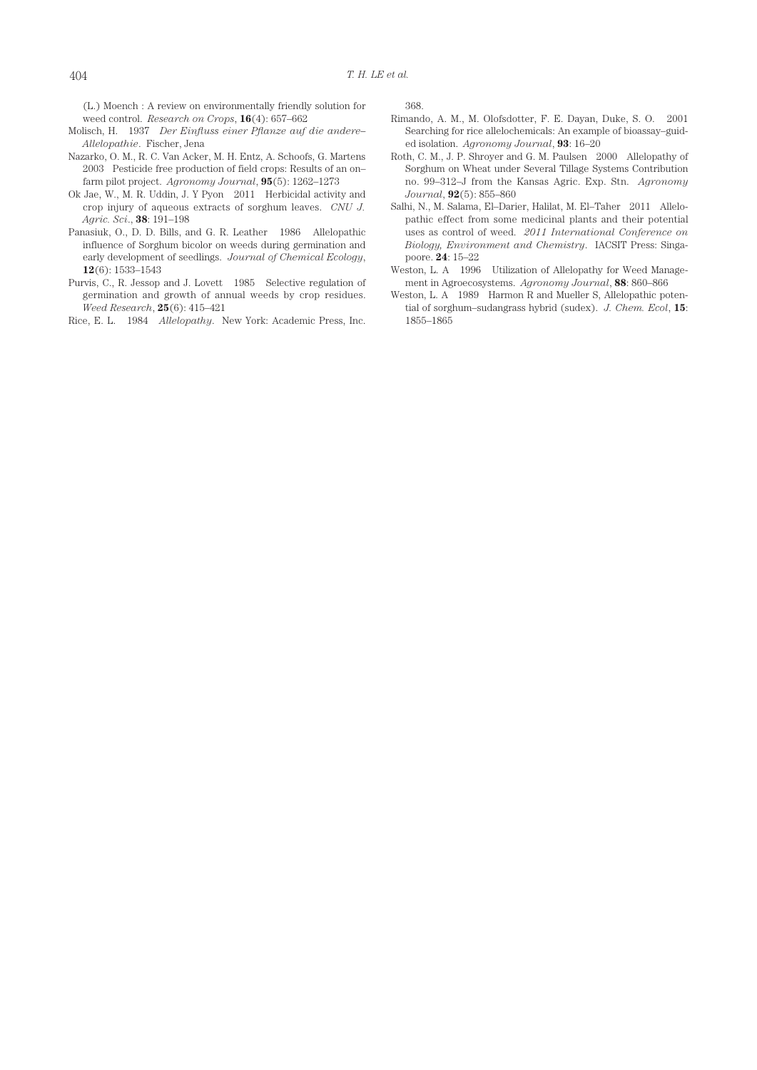(L.) Moench : A review on environmentally friendly solution for weed control. *Research on Crops*, **16**(4): 657–662

Molisch, H. 1937 *Der Einfluss einer Pflanze auf die andere–Allelopathie*. Fischer, Jena

Nazarko, O. M., R. C. Van Acker, M. H. Entz, A. Schoofs, G. Martens 2003 Pesticide free production of field crops: Results of an on–farm pilot project. *Agronomy Journal*, **95**(5): 1262–1273

Ok Jae, W., M. R. Uddin, J. Y Pyon 2011 Herbicidal activity and crop injury of aqueous extracts of sorghum leaves. *CNU J. Agric. Sci.*, **38**: 191–198

Panasiuk, O., D. D. Bills, and G. R. Leather 1986 Allelopathic influence of Sorghum bicolor on weeds during germination and early development of seedlings. *Journal of Chemical Ecology*, **12**(6): 1533–1543

Purvis, C., R. Jessop and J. Lovett 1985 Selective regulation of germination and growth of annual weeds by crop residues. *Weed Research*, **25**(6): 415–421

Rice, E. L. 1984 *Allelopathy*. New York: Academic Press, Inc. 368.

Rimando, A. M., M. Olofsdotter, F. E. Dayan, Duke, S. O. 2001 Searching for rice allelochemicals: An example of bioassay–guided isolation. *Agronomy Journal*, **93**: 16–20

Roth, C. M., J. P. Shroyer and G. M. Paulsen 2000 Allelopathy of Sorghum on Wheat under Several Tillage Systems Contribution no. 99–312–J from the Kansas Agric. Exp. Stn. *Agronomy Journal*, **92**(5): 855–860

Salhi, N., M. Salama, El–Darier, Halilat, M. El–Taher 2011 Allelopathic effect from some medicinal plants and their potential uses as control of weed. *2011 International Conference on Biology, Environment and Chemistry*. IACSIT Press: Singapoore. **24**: 15–22

Weston, L. A 1996 Utilization of Allelopathy for Weed Management in Agroecosystems. *Agronomy Journal*, **88**: 860–866

Weston, L. A 1989 Harmon R and Mueller S, Allelopathic potential of sorghum–sudangrass hybrid (sudex). *J. Chem. Ecol*, **15**: 1855–1865